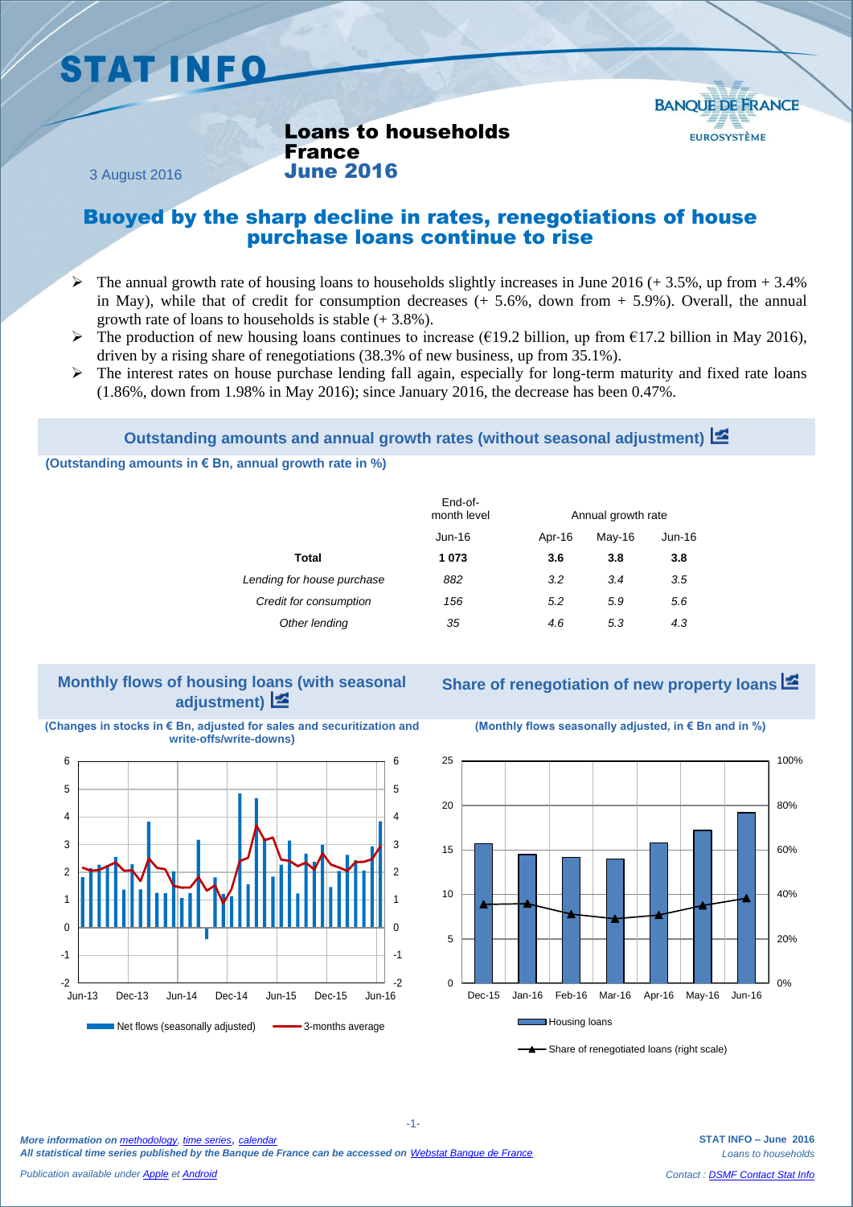# STAT INFO

3 August 2016

## Loans to households France June 2016

# Buoyed by the sharp decline in rates, renegotiations of house purchase loans continue to rise

- The annual growth rate of housing loans to households slightly increases in June 2016 (+ 3.5%, up from + 3.4% in May), while that of credit for consumption decreases (+ 5.6%, down from + 5.9%). Overall, the annual growth rate of loans to households is stable (+ 3.8%).
- The production of new housing loans continues to increase (€19.2 billion, up from €17.2 billion in May 2016), driven by a rising share of renegotiations (38.3% of new business, up from 35.1%).
- The interest rates on house purchase lending fall again, especially for long-term maturity and fixed rate loans (1.86%, down from 1.98% in May 2016); since January 2016, the decrease has been 0.47%.

### Outstanding amounts and annual growth rates (without seasonal adjustment)

**(Outstanding amounts in € Bn, annual growth rate in %)**

| | End-of-month level | Annual growth rate | | |
|---|---|---|---|---|
| | Jun-16 | Apr-16 | May-16 | Jun-16 |
| **Total** | **1 073** | **3.6** | **3.8** | **3.8** |
| *Lending for house purchase* | *882* | *3.2* | *3.4* | *3.5* |
| *Credit for consumption* | *156* | *5.2* | *5.9* | *5.6* |
| *Other lending* | *35* | *4.6* | *5.3* | *4.3* |

### Monthly flows of housing loans (with seasonal adjustment)

**(Changes in stocks in € Bn, adjusted for sales and securitization and write-offs/write-downs)**

Net flows (seasonally adjusted) — 3-months average

### Share of renegotiation of new property loans

**(Monthly flows seasonally adjusted, in € Bn and in %)**

Housing loans — Share of renegotiated loans (right scale)

*More information on methodology, time series, calendar*
***All statistical time series published by the Banque de France can be accessed on Webstat Banque de France***

*Publication available under Apple et Android*

**STAT INFO – June 2016**
*Loans to households*

*Contact : DSMF Contact Stat Info*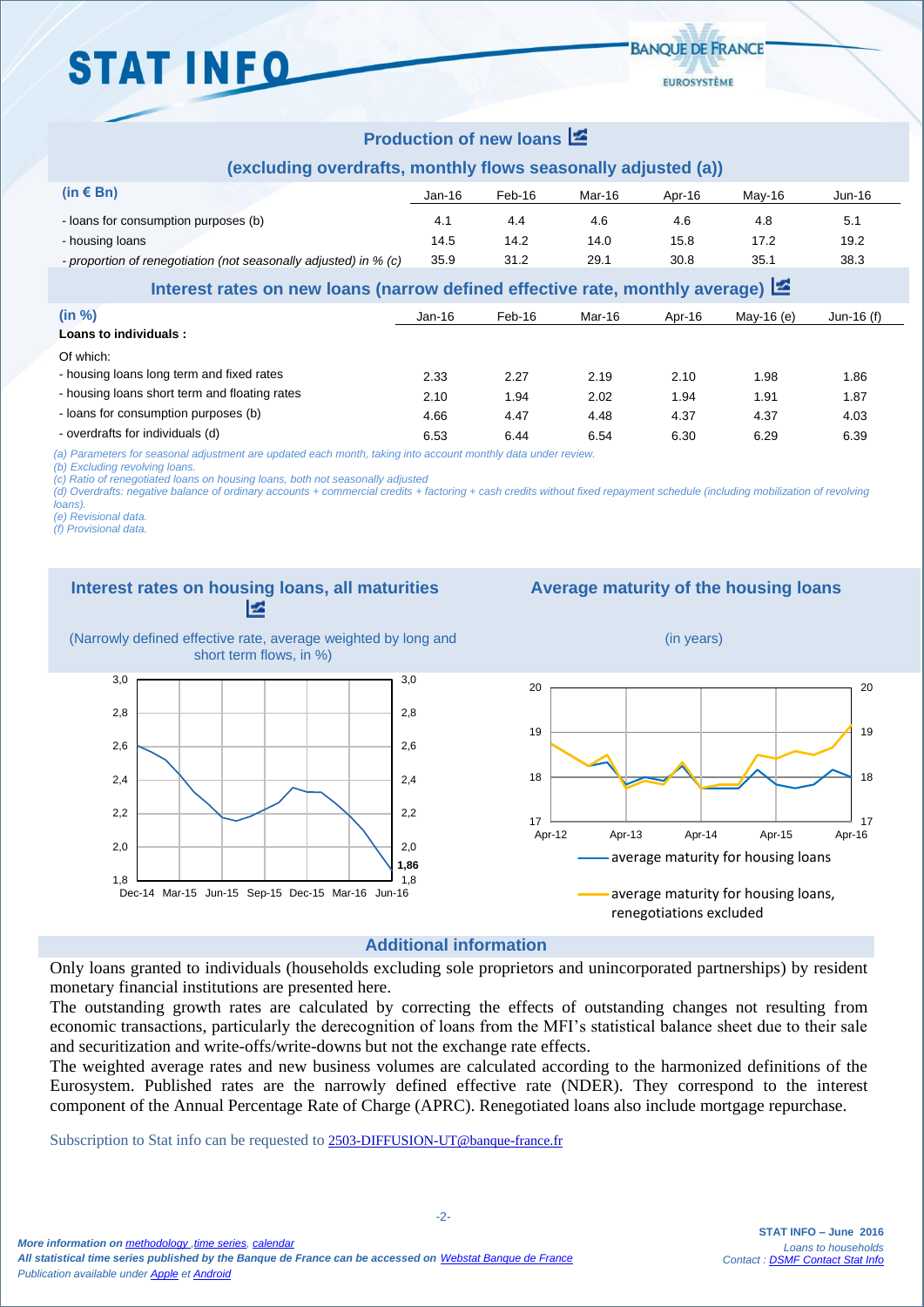## Production of new loans

### (excluding overdrafts, monthly flows seasonally adjusted (a))

| (in € Bn) | Jan-16 | Feb-16 | Mar-16 | Apr-16 | May-16 | Jun-16 |
|---|---|---|---|---|---|---|
| - loans for consumption purposes (b) | 4.1 | 4.4 | 4.6 | 4.6 | 4.8 | 5.1 |
| - housing loans | 14.5 | 14.2 | 14.0 | 15.8 | 17.2 | 19.2 |
| *- proportion of renegotiation (not seasonally adjusted) in % (c)* | 35.9 | 31.2 | 29.1 | 30.8 | 35.1 | 38.3 |

### Interest rates on new loans (narrow defined effective rate, monthly average)

| (in %) | Jan-16 | Feb-16 | Mar-16 | Apr-16 | May-16 (e) | Jun-16 (f) |
|---|---|---|---|---|---|---|
| **Loans to individuals :** | | | | | | |
| Of which: | | | | | | |
| - housing loans long term and fixed rates | 2.33 | 2.27 | 2.19 | 2.10 | 1.98 | 1.86 |
| - housing loans short term and floating rates | 2.10 | 1.94 | 2.02 | 1.94 | 1.91 | 1.87 |
| - loans for consumption purposes (b) | 4.66 | 4.47 | 4.48 | 4.37 | 4.37 | 4.03 |
| - overdrafts for individuals (d) | 6.53 | 6.44 | 6.54 | 6.30 | 6.29 | 6.39 |

*(a) Parameters for seasonal adjustment are updated each month, taking into account monthly data under review.*
*(b) Excluding revolving loans.*
*(c) Ratio of renegotiated loans on housing loans, both not seasonally adjusted*
*(d) Overdrafts: negative balance of ordinary accounts + commercial credits + factoring + cash credits without fixed repayment schedule (including mobilization of revolving loans).*
*(e) Revisional data.*
*(f) Provisional data.*

### Interest rates on housing loans, all maturities

(Narrowly defined effective rate, average weighted by long and short term flows, in %)

3,0
2,8
2,6
2,4
2,2
2,0
1,86
1,8
Dec-14 Mar-15 Jun-15 Sep-15 Dec-15 Mar-16 Jun-16

### Average maturity of the housing loans

(in years)

20
19
18
17
Apr-12 Apr-13 Apr-14 Apr-15 Apr-16

average maturity for housing loans
average maturity for housing loans, renegotiations excluded

### Additional information

Only loans granted to individuals (households excluding sole proprietors and unincorporated partnerships) by resident monetary financial institutions are presented here.

The outstanding growth rates are calculated by correcting the effects of outstanding changes not resulting from economic transactions, particularly the derecognition of loans from the MFI's statistical balance sheet due to their sale and securitization and write-offs/write-downs but not the exchange rate effects.

The weighted average rates and new business volumes are calculated according to the harmonized definitions of the Eurosystem. Published rates are the narrowly defined effective rate (NDER). They correspond to the interest component of the Annual Percentage Rate of Charge (APRC). Renegotiated loans also include mortgage repurchase.

Subscription to Stat info can be requested to 2503-DIFFUSION-UT@banque-france.fr

*More information on methodology, time series, calendar*
*All statistical time series published by the Banque de France can be accessed on Webstat Banque de France*
*Publication available under Apple et Android*

**STAT INFO – June 2016**
*Loans to households*
*Contact : DSMF Contact Stat Info*